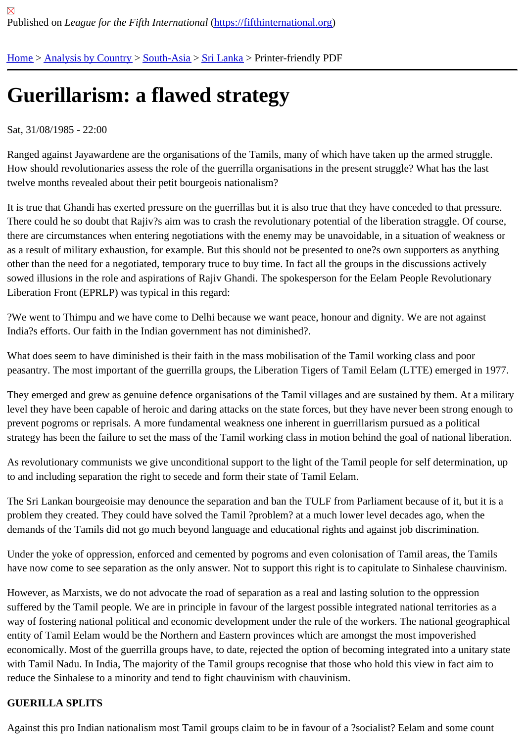Published on *League for the Fifth International* (https://fifthinternational.org)

Home > Analysis by Country > South-Asia > Sri Lanka > Printer-friendly PDF

# Guerillarism: a flawed strategy

Sat, 31/08/1985 - 22:00

Ranged against Jayawardene are the organisations of the Tamils, many of which have taken up the armed struggle. How should revolutionaries assess the role of the guerrilla organisations in the present struggle? What has the last twelve months revealed about their petit bourgeois nationalism?

It is true that Ghandi has exerted pressure on the guerrillas but it is also true that they have conceded to that pressure. There could he so doubt that Rajiv?s aim was to crash the revolutionary potential of the liberation straggle. Of course, there are circumstances when entering negotiations with the enemy may be unavoidable, in a situation of weakness or as a result of military exhaustion, for example. But this should not be presented to one?s own supporters as anything other than the need for a negotiated, temporary truce to buy time. In fact all the groups in the discussions actively sowed illusions in the role and aspirations of Rajiv Ghandi. The spokesperson for the Eelam People Revolutionary Liberation Front (EPRLP) was typical in this regard:

?We went to Thimpu and we have come to Delhi because we want peace, honour and dignity. We are not against India?s efforts. Our faith in the Indian government has not diminished?.

What does seem to have diminished is their faith in the mass mobilisation of the Tamil working class and poor peasantry. The most important of the guerrilla groups, the Liberation Tigers of Tamil Eelam (LTTE) emerged in 1977.

They emerged and grew as genuine defence organisations of the Tamil villages and are sustained by them. At a military level they have been capable of heroic and daring attacks on the state forces, but they have never been strong enough to prevent pogroms or reprisals. A more fundamental weakness one inherent in guerrillarism pursued as a political strategy has been the failure to set the mass of the Tamil working class in motion behind the goal of national liberation.

As revolutionary communists we give unconditional support to the light of the Tamil people for self determination, up to and including separation the right to secede and form their state of Tamil Eelam.

The Sri Lankan bourgeoisie may denounce the separation and ban the TULF from Parliament because of it, but it is a problem they created. They could have solved the Tamil ?problem? at a much lower level decades ago, when the demands of the Tamils did not go much beyond language and educational rights and against job discrimination.

Under the yoke of oppression, enforced and cemented by pogroms and even colonisation of Tamil areas, the Tamils have now come to see separation as the only answer. Not to support this right is to capitulate to Sinhalese chauvinism.

However, as Marxists, we do not advocate the road of separation as a real and lasting solution to the oppression suffered by the Tamil people. We are in principle in favour of the largest possible integrated national territories as a way of fostering national political and economic development under the rule of the workers. The national geographical entity of Tamil Eelam would be the Northern and Eastern provinces which are amongst the most impoverished economically. Most of the guerrilla groups have, to date, rejected the option of becoming integrated into a unitary state with Tamil Nadu. In India, The majority of the Tamil groups recognise that those who hold this view in fact aim to reduce the Sinhalese to a minority and tend to fight chauvinism with chauvinism.

**GUERILLA SPLITS**

Against this pro Indian nationalism most Tamil groups claim to be in favour of a ?socialist? Eelam and some count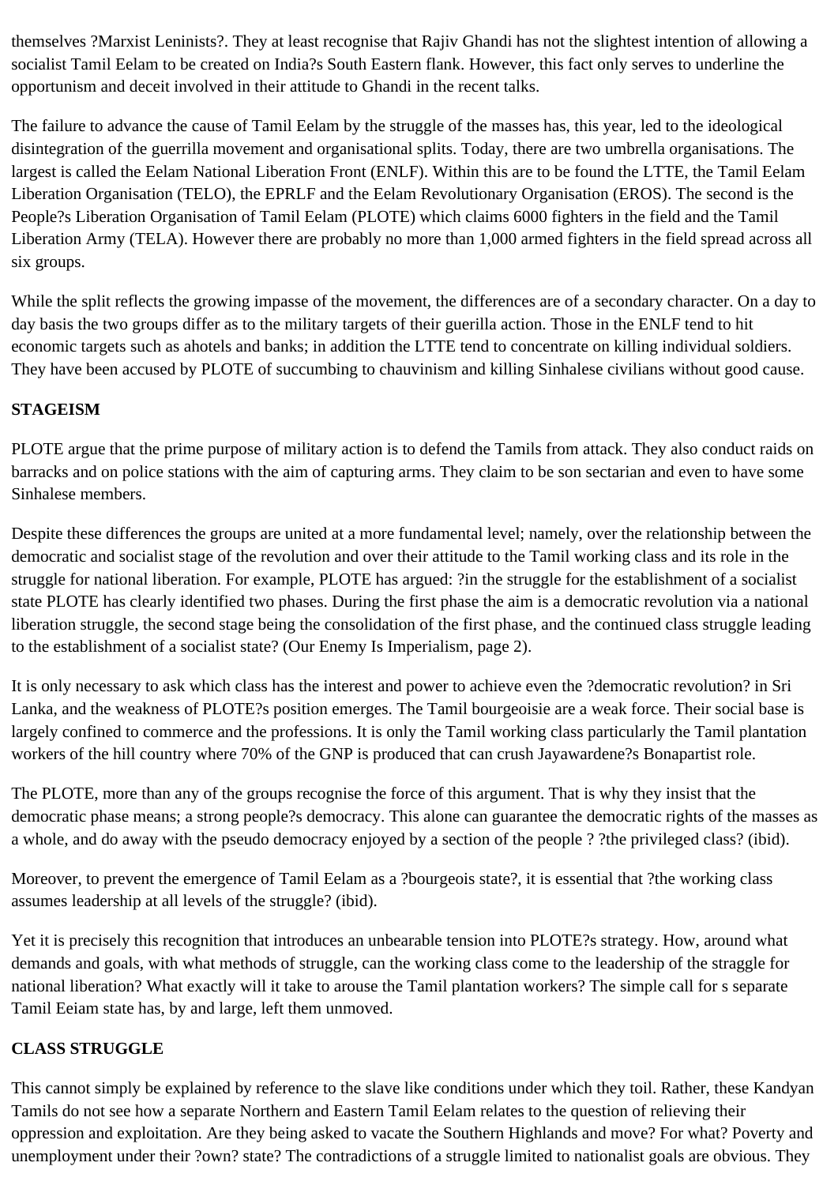themselves ?Marxist Leninists?. They at least recognise that Rajiv Ghandi has not the slightest intention of allowing a socialist Tamil Eelam to be created on India?s South Eastern flank. However, this fact only serves to underline the opportunism and deceit involved in their attitude to Ghandi in the recent talks.

The failure to advance the cause of Tamil Eelam by the struggle of the masses has, this year, led to the ideological disintegration of the guerrilla movement and organisational splits. Today, there are two umbrella organisations. The largest is called the Eelam National Liberation Front (ENLF). Within this are to be found the LTTE, the Tamil Eelam Liberation Organisation (TELO), the EPRLF and the Eelam Revolutionary Organisation (EROS). The second is the People?s Liberation Organisation of Tamil Eelam (PLOTE) which claims 6000 fighters in the field and the Tamil Liberation Army (TELA). However there are probably no more than 1,000 armed fighters in the field spread across all six groups.

While the split reflects the growing impasse of the movement, the differences are of a secondary character. On a day to day basis the two groups differ as to the military targets of their guerilla action. Those in the ENLF tend to hit economic targets such as ahotels and banks; in addition the LTTE tend to concentrate on killing individual soldiers. They have been accused by PLOTE of succumbing to chauvinism and killing Sinhalese civilians without good cause.

**STAGEISM**

PLOTE argue that the prime purpose of military action is to defend the Tamils from attack. They also conduct raids on barracks and on police stations with the aim of capturing arms. They claim to be son sectarian and even to have some Sinhalese members.

Despite these differences the groups are united at a more fundamental level; namely, over the relationship between the democratic and socialist stage of the revolution and over their attitude to the Tamil working class and its role in the struggle for national liberation. For example, PLOTE has argued: ?in the struggle for the establishment of a socialist state PLOTE has clearly identified two phases. During the first phase the aim is a democratic revolution via a national liberation struggle, the second stage being the consolidation of the first phase, and the continued class struggle leading to the establishment of a socialist state? (Our Enemy Is Imperialism, page 2).

It is only necessary to ask which class has the interest and power to achieve even the ?democratic revolution? in Sri Lanka, and the weakness of PLOTE?s position emerges. The Tamil bourgeoisie are a weak force. Their social base is largely confined to commerce and the professions. It is only the Tamil working class particularly the Tamil plantation workers of the hill country where 70% of the GNP is produced that can crush Jayawardene?s Bonapartist role.

The PLOTE, more than any of the groups recognise the force of this argument. That is why they insist that the democratic phase means; a strong people?s democracy. This alone can guarantee the democratic rights of the masses as a whole, and do away with the pseudo democracy enjoyed by a section of the people ? ?the privileged class? (ibid).

Moreover, to prevent the emergence of Tamil Eelam as a ?bourgeois state?, it is essential that ?the working class assumes leadership at all levels of the struggle? (ibid).

Yet it is precisely this recognition that introduces an unbearable tension into PLOTE?s strategy. How, around what demands and goals, with what methods of struggle, can the working class come to the leadership of the straggle for national liberation? What exactly will it take to arouse the Tamil plantation workers? The simple call for s separate Tamil Eeiam state has, by and large, left them unmoved.

**CLASS STRUGGLE**

This cannot simply be explained by reference to the slave like conditions under which they toil. Rather, these Kandyan Tamils do not see how a separate Northern and Eastern Tamil Eelam relates to the question of relieving their oppression and exploitation. Are they being asked to vacate the Southern Highlands and move? For what? Poverty and unemployment under their ?own? state? The contradictions of a struggle limited to nationalist goals are obvious. They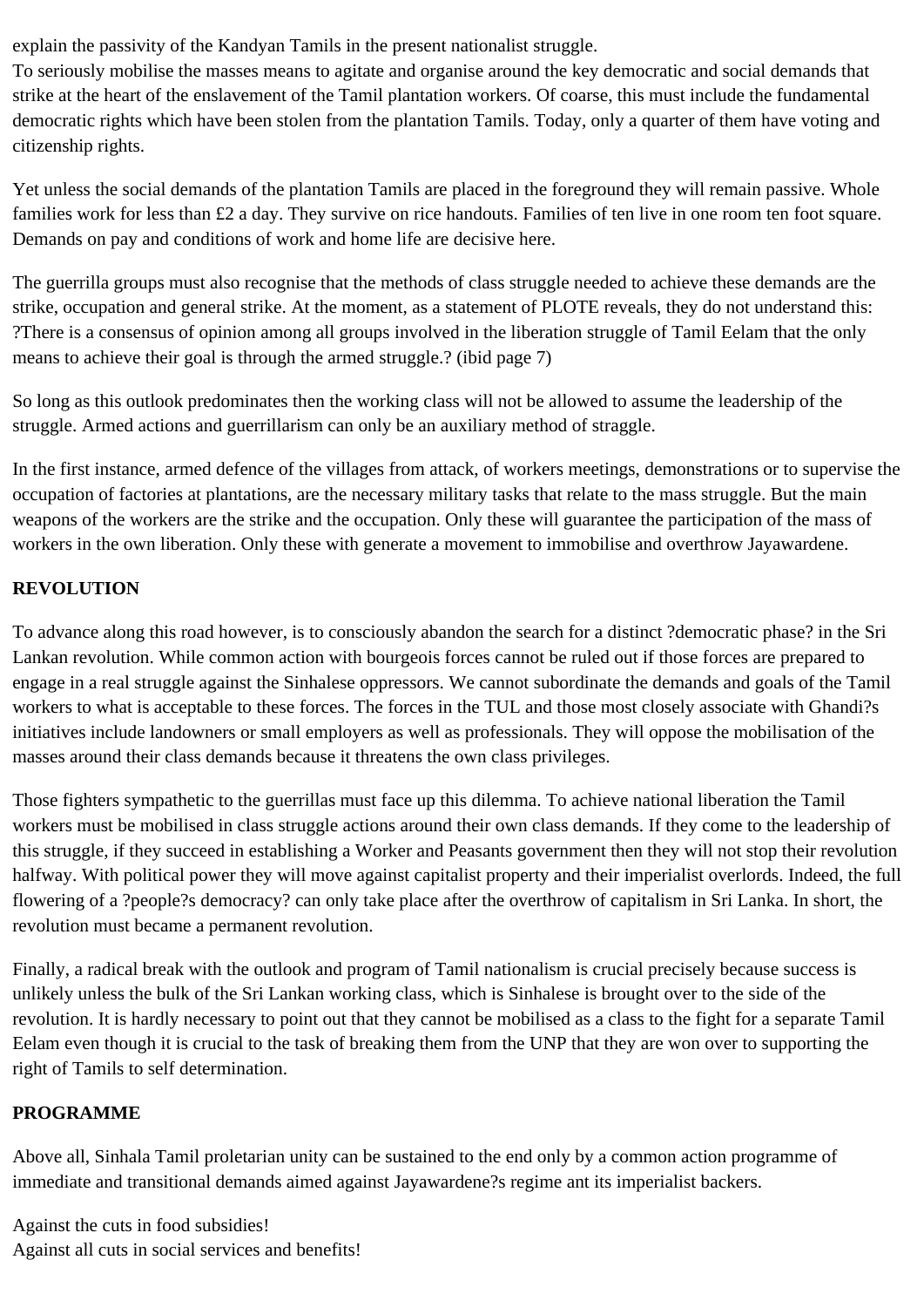explain the passivity of the Kandyan Tamils in the present nationalist struggle.
To seriously mobilise the masses means to agitate and organise around the key democratic and social demands that strike at the heart of the enslavement of the Tamil plantation workers. Of coarse, this must include the fundamental democratic rights which have been stolen from the plantation Tamils. Today, only a quarter of them have voting and citizenship rights.

Yet unless the social demands of the plantation Tamils are placed in the foreground they will remain passive. Whole families work for less than £2 a day. They survive on rice handouts. Families of ten live in one room ten foot square. Demands on pay and conditions of work and home life are decisive here.

The guerrilla groups must also recognise that the methods of class struggle needed to achieve these demands are the strike, occupation and general strike. At the moment, as a statement of PLOTE reveals, they do not understand this: ?There is a consensus of opinion among all groups involved in the liberation struggle of Tamil Eelam that the only means to achieve their goal is through the armed struggle.? (ibid page 7)

So long as this outlook predominates then the working class will not be allowed to assume the leadership of the struggle. Armed actions and guerrillarism can only be an auxiliary method of straggle.

In the first instance, armed defence of the villages from attack, of workers meetings, demonstrations or to supervise the occupation of factories at plantations, are the necessary military tasks that relate to the mass struggle. But the main weapons of the workers are the strike and the occupation. Only these will guarantee the participation of the mass of workers in the own liberation. Only these with generate a movement to immobilise and overthrow Jayawardene.

**REVOLUTION**

To advance along this road however, is to consciously abandon the search for a distinct ?democratic phase? in the Sri Lankan revolution. While common action with bourgeois forces cannot be ruled out if those forces are prepared to engage in a real struggle against the Sinhalese oppressors. We cannot subordinate the demands and goals of the Tamil workers to what is acceptable to these forces. The forces in the TUL and those most closely associate with Ghandi?s initiatives include landowners or small employers as well as professionals. They will oppose the mobilisation of the masses around their class demands because it threatens the own class privileges.

Those fighters sympathetic to the guerrillas must face up this dilemma. To achieve national liberation the Tamil workers must be mobilised in class struggle actions around their own class demands. If they come to the leadership of this struggle, if they succeed in establishing a Worker and Peasants government then they will not stop their revolution halfway. With political power they will move against capitalist property and their imperialist overlords. Indeed, the full flowering of a ?people?s democracy? can only take place after the overthrow of capitalism in Sri Lanka. In short, the revolution must became a permanent revolution.

Finally, a radical break with the outlook and program of Tamil nationalism is crucial precisely because success is unlikely unless the bulk of the Sri Lankan working class, which is Sinhalese is brought over to the side of the revolution. It is hardly necessary to point out that they cannot be mobilised as a class to the fight for a separate Tamil Eelam even though it is crucial to the task of breaking them from the UNP that they are won over to supporting the right of Tamils to self determination.

**PROGRAMME**

Above all, Sinhala Tamil proletarian unity can be sustained to the end only by a common action programme of immediate and transitional demands aimed against Jayawardene?s regime ant its imperialist backers.

Against the cuts in food subsidies!
Against all cuts in social services and benefits!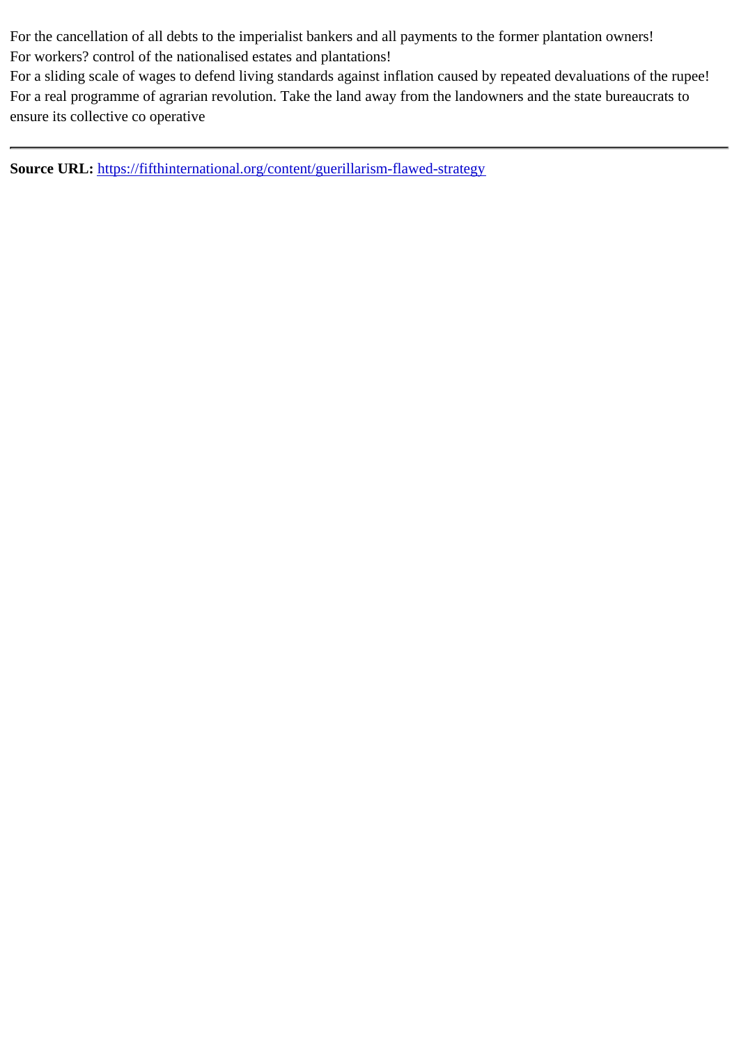For the cancellation of all debts to the imperialist bankers and all payments to the former plantation owners!

For workers? control of the nationalised estates and plantations!

For a sliding scale of wages to defend living standards against inflation caused by repeated devaluations of the rupee!

For a real programme of agrarian revolution. Take the land away from the landowners and the state bureaucrats to ensure its collective co operative

---

**Source URL:** https://fifthinternational.org/content/guerillarism-flawed-strategy